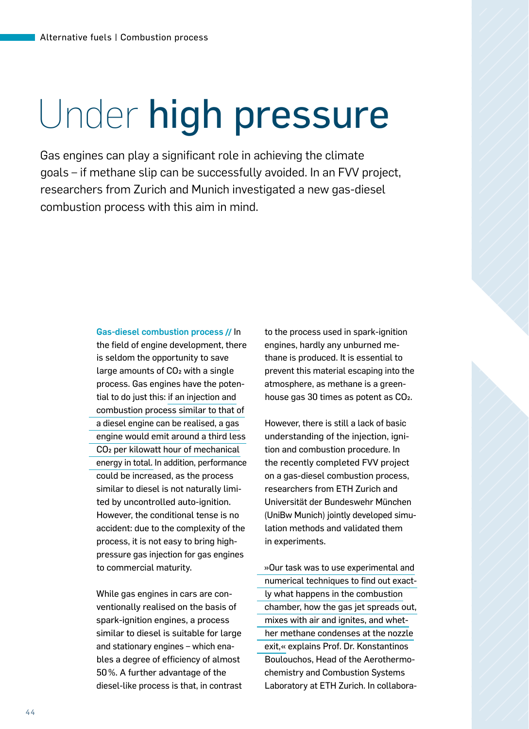# Under **high pressure**

Gas engines can play a significant role in achieving the climate goals – if methane slip can be successfully avoided. In an FVV project, researchers from Zurich and Munich investigated a new gas-diesel combustion process with this aim in mind.

**Gas-diesel combustion process //** In the field of engine development, there is seldom the opportunity to save large amounts of $CO_2$ with a single process. Gas engines have the potential to do just this: if an injection and combustion process similar to that of a diesel engine can be realised, a gas engine would emit around a third less $CO_2$ per kilowatt hour of mechanical energy in total. In addition, performance could be increased, as the process similar to diesel is not naturally limited by uncontrolled auto-ignition. However, the conditional tense is no accident: due to the complexity of the process, it is not easy to bring high-pressure gas injection for gas engines to commercial maturity.

While gas engines in cars are conventionally realised on the basis of spark-ignition engines, a process similar to diesel is suitable for large and stationary engines – which enables a degree of efficiency of almost 50 %. A further advantage of the diesel-like process is that, in contrast to the process used in spark-ignition engines, hardly any unburned methane is produced. It is essential to prevent this material escaping into the atmosphere, as methane is a greenhouse gas 30 times as potent as $CO_2$.

However, there is still a lack of basic understanding of the injection, ignition and combustion procedure. In the recently completed FVV project on a gas-diesel combustion process, researchers from ETH Zurich and Universität der Bundeswehr München (UniBw Munich) jointly developed simulation methods and validated them in experiments.

»Our task was to use experimental and numerical techniques to find out exactly what happens in the combustion chamber, how the gas jet spreads out, mixes with air and ignites, and whether methane condenses at the nozzle exit,« explains Prof. Dr. Konstantinos Boulouchos, Head of the Aerothermochemistry and Combustion Systems Laboratory at ETH Zurich. In collabora-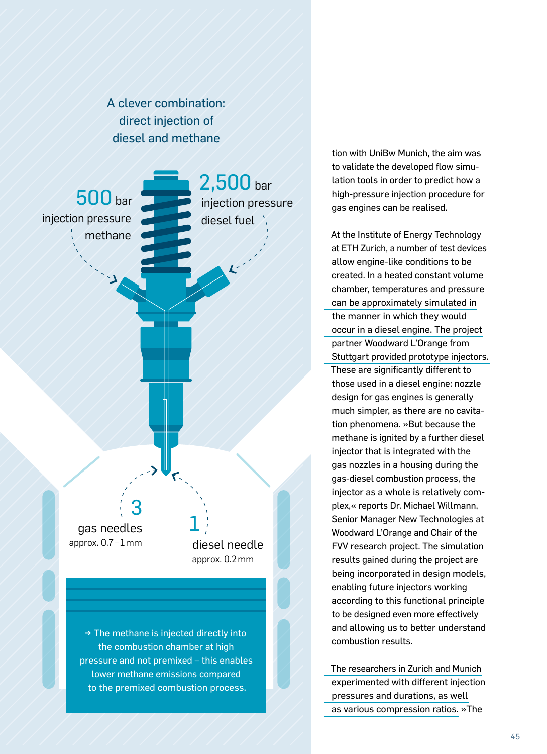A clever combination: direct injection of diesel and methane

**500** bar
injection pressure
methane

**2,500** bar
injection pressure
diesel fuel

**3**
gas needles
approx. 0.7 – 1 mm

**1**
diesel needle
approx. 0.2 mm

→ The methane is injected directly into the combustion chamber at high pressure and not premixed – this enables lower methane emissions compared to the premixed combustion process.

tion with UniBw Munich, the aim was to validate the developed flow simulation tools in order to predict how a high-pressure injection procedure for gas engines can be realised.

At the Institute of Energy Technology at ETH Zurich, a number of test devices allow engine-like conditions to be created. In a heated constant volume chamber, temperatures and pressure can be approximately simulated in the manner in which they would occur in a diesel engine. The project partner Woodward L'Orange from Stuttgart provided prototype injectors. These are significantly different to those used in a diesel engine: nozzle design for gas engines is generally much simpler, as there are no cavitation phenomena. »But because the methane is ignited by a further diesel injector that is integrated with the gas nozzles in a housing during the gas-diesel combustion process, the injector as a whole is relatively complex,« reports Dr. Michael Willmann, Senior Manager New Technologies at Woodward L'Orange and Chair of the FVV research project. The simulation results gained during the project are being incorporated in design models, enabling future injectors working according to this functional principle to be designed even more effectively and allowing us to better understand combustion results.

The researchers in Zurich and Munich experimented with different injection pressures and durations, as well as various compression ratios. »The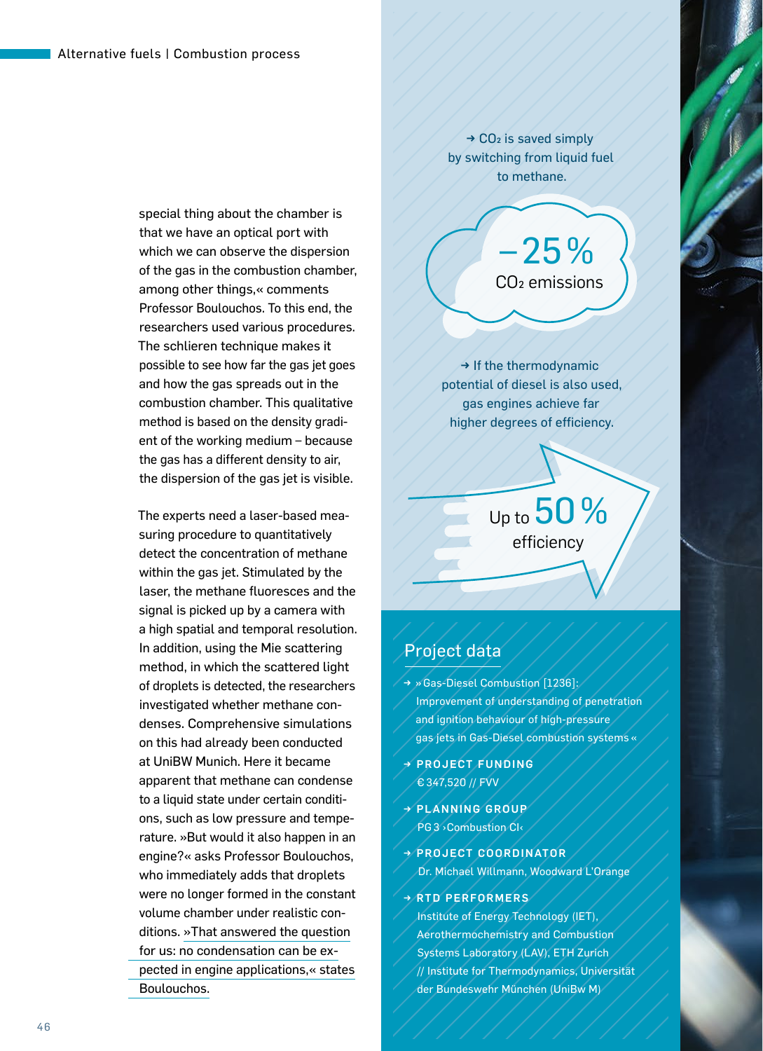special thing about the chamber is that we have an optical port with which we can observe the dispersion of the gas in the combustion chamber, among other things,« comments Professor Boulouchos. To this end, the researchers used various procedures. The schlieren technique makes it possible to see how far the gas jet goes and how the gas spreads out in the combustion chamber. This qualitative method is based on the density gradient of the working medium – because the gas has a different density to air, the dispersion of the gas jet is visible.

The experts need a laser-based measuring procedure to quantitatively detect the concentration of methane within the gas jet. Stimulated by the laser, the methane fluoresces and the signal is picked up by a camera with a high spatial and temporal resolution. In addition, using the Mie scattering method, in which the scattered light of droplets is detected, the researchers investigated whether methane condenses. Comprehensive simulations on this had already been conducted at UniBW Munich. Here it became apparent that methane can condense to a liquid state under certain conditions, such as low pressure and temperature. »But would it also happen in an engine?« asks Professor Boulouchos, who immediately adds that droplets were no longer formed in the constant volume chamber under realistic conditions. »That answered the question for us: no condensation can be expected in engine applications,« states Boulouchos.

→ $CO_2$ is saved simply by switching from liquid fuel to methane.

**–25 %**
$CO_2$ emissions

→ If the thermodynamic potential of diesel is also used, gas engines achieve far higher degrees of efficiency.

**Up to 50 %**
efficiency

## Project data

→ »Gas-Diesel Combustion [1236]: Improvement of understanding of penetration and ignition behaviour of high-pressure gas jets in Gas-Diesel combustion systems«

→ **PROJECT FUNDING**
€ 347,520 // FVV

→ **PLANNING GROUP**
PG 3 ›Combustion CI‹

→ **PROJECT COORDINATOR**
Dr. Michael Willmann, Woodward L'Orange

→ **RTD PERFORMERS**
Institute of Energy Technology (IET), Aerothermochemistry and Combustion Systems Laboratory (LAV), ETH Zurich // Institute for Thermodynamics, Universität der Bundeswehr München (UniBw M)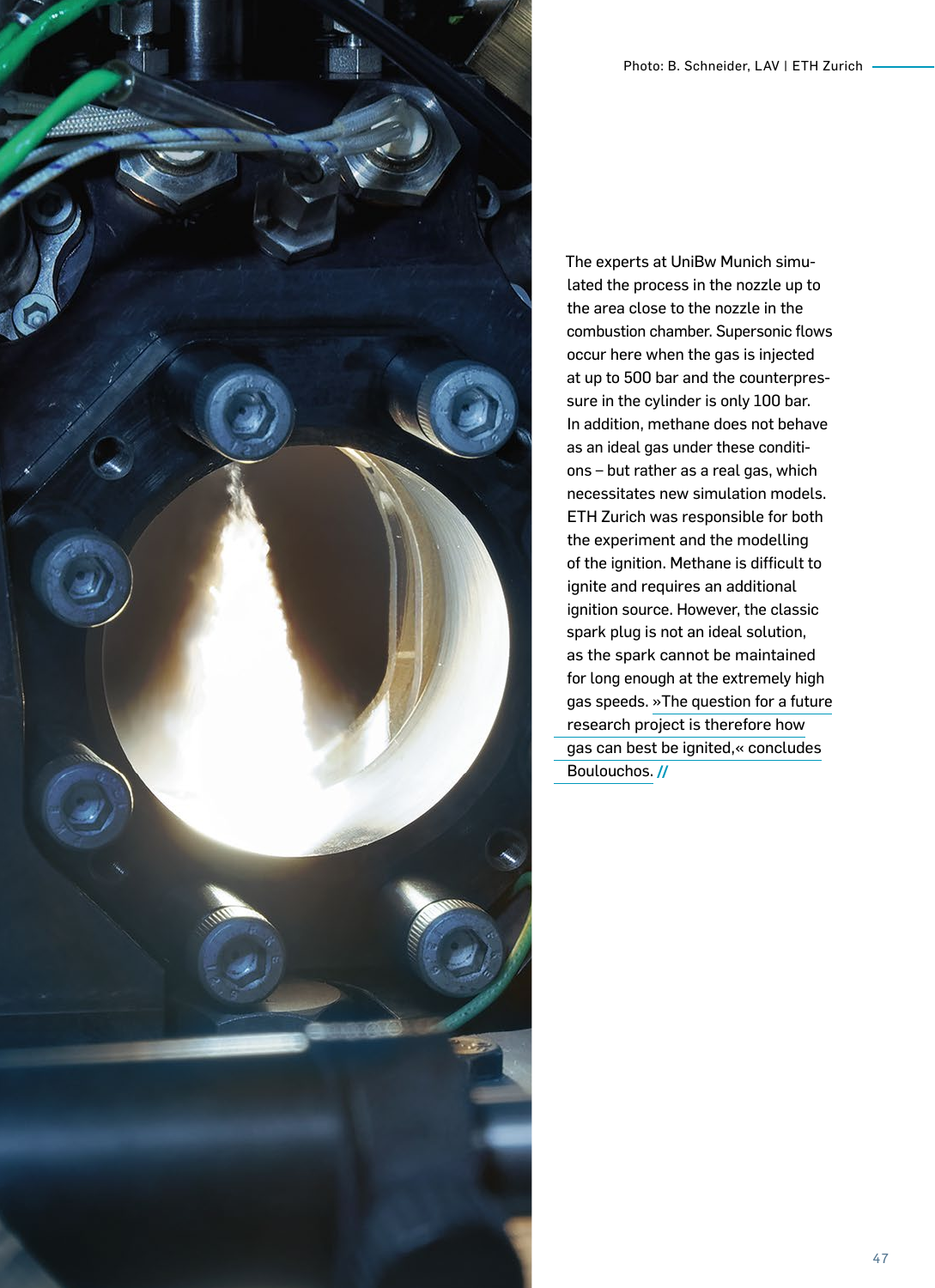Photo: B. Schneider, LAV | ETH Zurich

The experts at UniBw Munich simulated the process in the nozzle up to the area close to the nozzle in the combustion chamber. Supersonic flows occur here when the gas is injected at up to 500 bar and the counterpressure in the cylinder is only 100 bar. In addition, methane does not behave as an ideal gas under these conditions – but rather as a real gas, which necessitates new simulation models. ETH Zurich was responsible for both the experiment and the modelling of the ignition. Methane is difficult to ignite and requires an additional ignition source. However, the classic spark plug is not an ideal solution, as the spark cannot be maintained for long enough at the extremely high gas speeds. »The question for a future research project is therefore how gas can best be ignited,« concludes Boulouchos. //